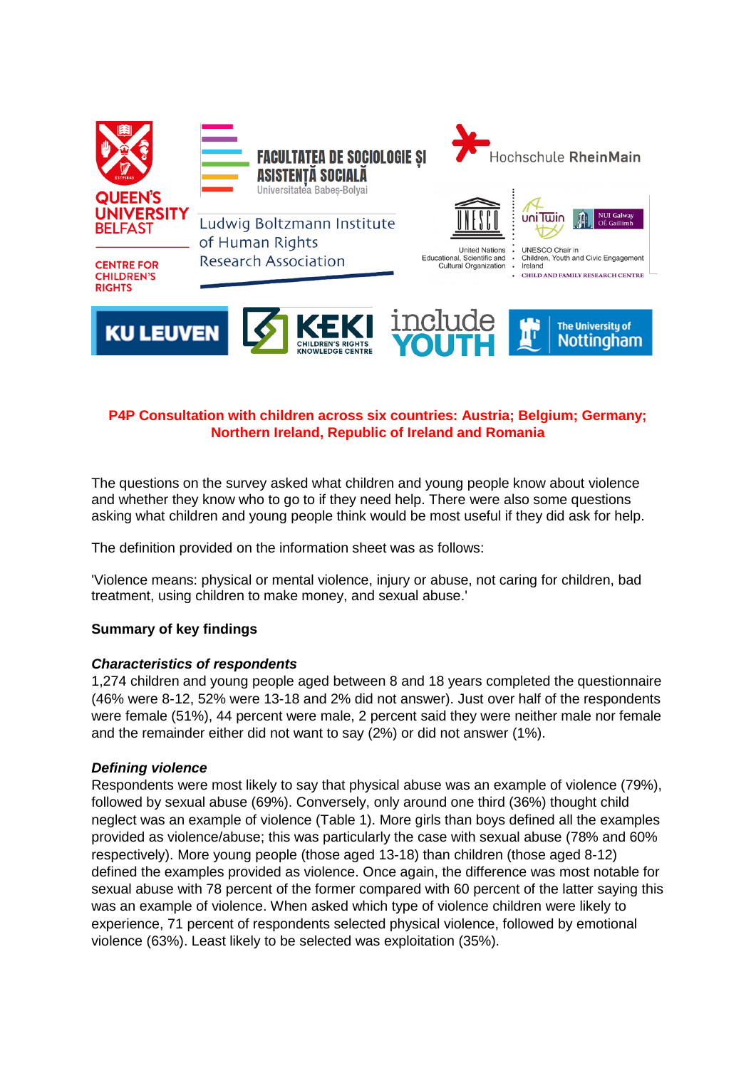**P4P Consultation with children across six countries: Austria; Belgium; Germany; Northern Ireland, Republic of Ireland and Romania**

The questions on the survey asked what children and young people know about violence and whether they know who to go to if they need help. There were also some questions asking what children and young people think would be most useful if they did ask for help.

The definition provided on the information sheet was as follows:

'Violence means: physical or mental violence, injury or abuse, not caring for children, bad treatment, using children to make money, and sexual abuse.'

**Summary of key findings**

***Characteristics of respondents***

1,274 children and young people aged between 8 and 18 years completed the questionnaire (46% were 8-12, 52% were 13-18 and 2% did not answer). Just over half of the respondents were female (51%), 44 percent were male, 2 percent said they were neither male nor female and the remainder either did not want to say (2%) or did not answer (1%).

***Defining violence***

Respondents were most likely to say that physical abuse was an example of violence (79%), followed by sexual abuse (69%). Conversely, only around one third (36%) thought child neglect was an example of violence (Table 1). More girls than boys defined all the examples provided as violence/abuse; this was particularly the case with sexual abuse (78% and 60% respectively). More young people (those aged 13-18) than children (those aged 8-12) defined the examples provided as violence. Once again, the difference was most notable for sexual abuse with 78 percent of the former compared with 60 percent of the latter saying this was an example of violence. When asked which type of violence children were likely to experience, 71 percent of respondents selected physical violence, followed by emotional violence (63%). Least likely to be selected was exploitation (35%).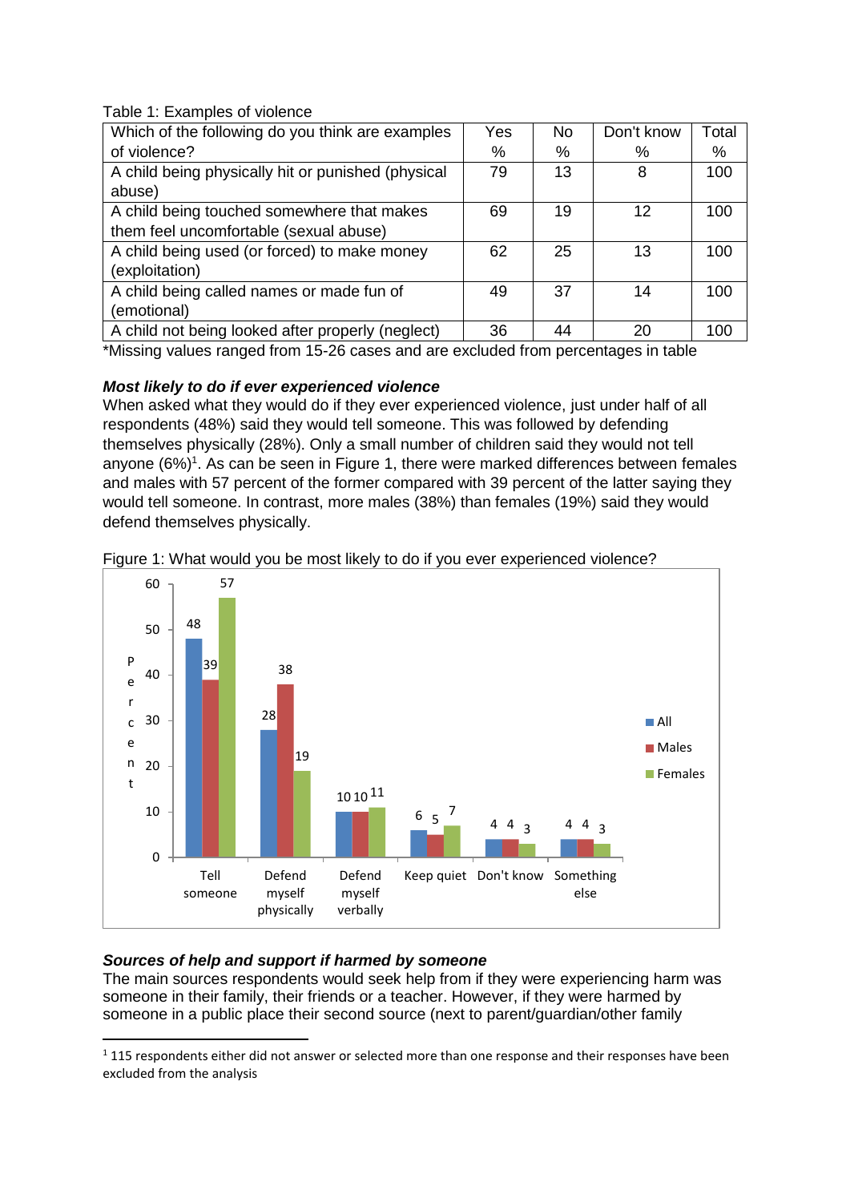Table 1: Examples of violence

| Which of the following do you think are examples of violence? | Yes % | No % | Don't know % | Total % |
|---|---|---|---|---|
| A child being physically hit or punished (physical abuse) | 79 | 13 | 8 | 100 |
| A child being touched somewhere that makes them feel uncomfortable (sexual abuse) | 69 | 19 | 12 | 100 |
| A child being used (or forced) to make money (exploitation) | 62 | 25 | 13 | 100 |
| A child being called names or made fun of (emotional) | 49 | 37 | 14 | 100 |
| A child not being looked after properly (neglect) | 36 | 44 | 20 | 100 |

*Missing values ranged from 15-26 cases and are excluded from percentages in table

### *Most likely to do if ever experienced violence*

When asked what they would do if they ever experienced violence, just under half of all respondents (48%) said they would tell someone. This was followed by defending themselves physically (28%). Only a small number of children said they would not tell anyone (6%)[1]. As can be seen in Figure 1, there were marked differences between females and males with 57 percent of the former compared with 39 percent of the latter saying they would tell someone. In contrast, more males (38%) than females (19%) said they would defend themselves physically.

Figure 1: What would you be most likely to do if you ever experienced violence?

| Percent | Tell someone | Defend myself physically | Defend myself verbally | Keep quiet | Don't know | Something else |
|---|---|---|---|---|---|---|
| All | 48 | 28 | 10 | 6 | 4 | 4 |
| Males | 39 | 38 | 10 | 5 | 4 | 4 |
| Females | 57 | 19 | 11 | 7 | 3 | 3 |

### *Sources of help and support if harmed by someone*

The main sources respondents would seek help from if they were experiencing harm was someone in their family, their friends or a teacher. However, if they were harmed by someone in a public place their second source (next to parent/guardian/other family

[1] 115 respondents either did not answer or selected more than one response and their responses have been excluded from the analysis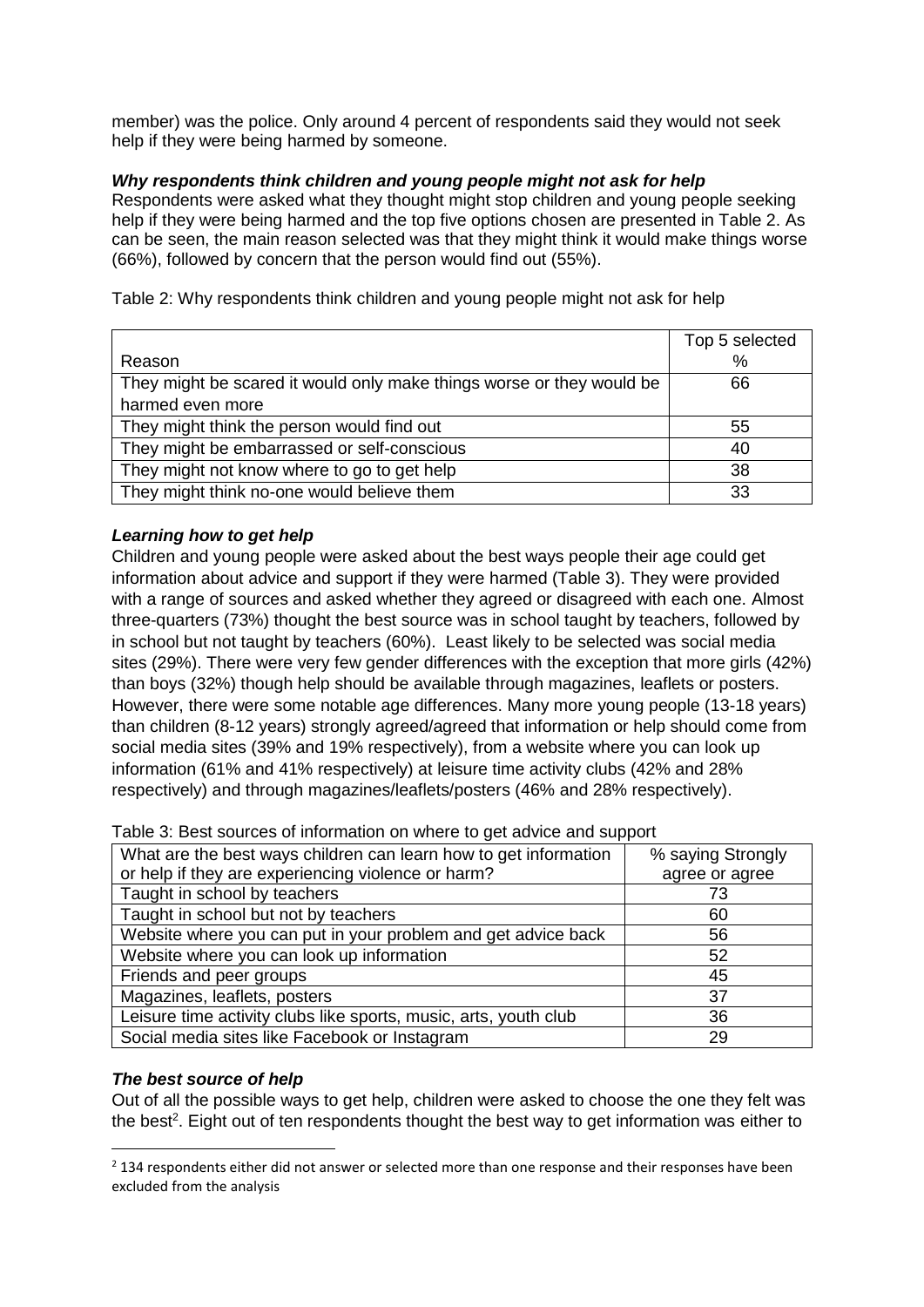member) was the police. Only around 4 percent of respondents said they would not seek help if they were being harmed by someone.

### *Why respondents think children and young people might not ask for help*

Respondents were asked what they thought might stop children and young people seeking help if they were being harmed and the top five options chosen are presented in Table 2. As can be seen, the main reason selected was that they might think it would make things worse (66%), followed by concern that the person would find out (55%).

Table 2: Why respondents think children and young people might not ask for help

| Reason | Top 5 selected % |
|---|---|
| They might be scared it would only make things worse or they would be harmed even more | 66 |
| They might think the person would find out | 55 |
| They might be embarrassed or self-conscious | 40 |
| They might not know where to go to get help | 38 |
| They might think no-one would believe them | 33 |

### *Learning how to get help*

Children and young people were asked about the best ways people their age could get information about advice and support if they were harmed (Table 3). They were provided with a range of sources and asked whether they agreed or disagreed with each one. Almost three-quarters (73%) thought the best source was in school taught by teachers, followed by in school but not taught by teachers (60%). Least likely to be selected was social media sites (29%). There were very few gender differences with the exception that more girls (42%) than boys (32%) though help should be available through magazines, leaflets or posters. However, there were some notable age differences. Many more young people (13-18 years) than children (8-12 years) strongly agreed/agreed that information or help should come from social media sites (39% and 19% respectively), from a website where you can look up information (61% and 41% respectively) at leisure time activity clubs (42% and 28% respectively) and through magazines/leaflets/posters (46% and 28% respectively).

Table 3: Best sources of information on where to get advice and support

| What are the best ways children can learn how to get information or help if they are experiencing violence or harm? | % saying Strongly agree or agree |
|---|---|
| Taught in school by teachers | 73 |
| Taught in school but not by teachers | 60 |
| Website where you can put in your problem and get advice back | 56 |
| Website where you can look up information | 52 |
| Friends and peer groups | 45 |
| Magazines, leaflets, posters | 37 |
| Leisure time activity clubs like sports, music, arts, youth club | 36 |
| Social media sites like Facebook or Instagram | 29 |

### *The best source of help*

Out of all the possible ways to get help, children were asked to choose the one they felt was the best[2]. Eight out of ten respondents thought the best way to get information was either to

[2] 134 respondents either did not answer or selected more than one response and their responses have been excluded from the analysis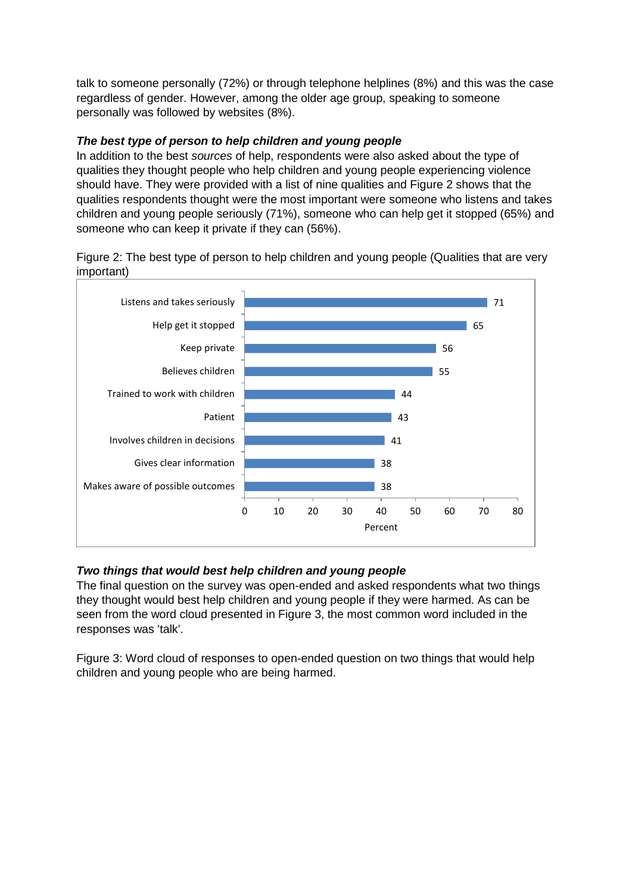talk to someone personally (72%) or through telephone helplines (8%) and this was the case regardless of gender. However, among the older age group, speaking to someone personally was followed by websites (8%).

### *The best type of person to help children and young people*

In addition to the best *sources* of help, respondents were also asked about the type of qualities they thought people who help children and young people experiencing violence should have. They were provided with a list of nine qualities and Figure 2 shows that the qualities respondents thought were the most important were someone who listens and takes children and young people seriously (71%), someone who can help get it stopped (65%) and someone who can keep it private if they can (56%).

Figure 2: The best type of person to help children and young people (Qualities that are very important)

| Quality | Percent |
|---|---|
| Listens and takes seriously | 71 |
| Help get it stopped | 65 |
| Keep private | 56 |
| Believes children | 55 |
| Trained to work with children | 44 |
| Patient | 43 |
| Involves children in decisions | 41 |
| Gives clear information | 38 |
| Makes aware of possible outcomes | 38 |

### *Two things that would best help children and young people*

The final question on the survey was open-ended and asked respondents what two things they thought would best help children and young people if they were harmed. As can be seen from the word cloud presented in Figure 3, the most common word included in the responses was 'talk'.

Figure 3: Word cloud of responses to open-ended question on two things that would help children and young people who are being harmed.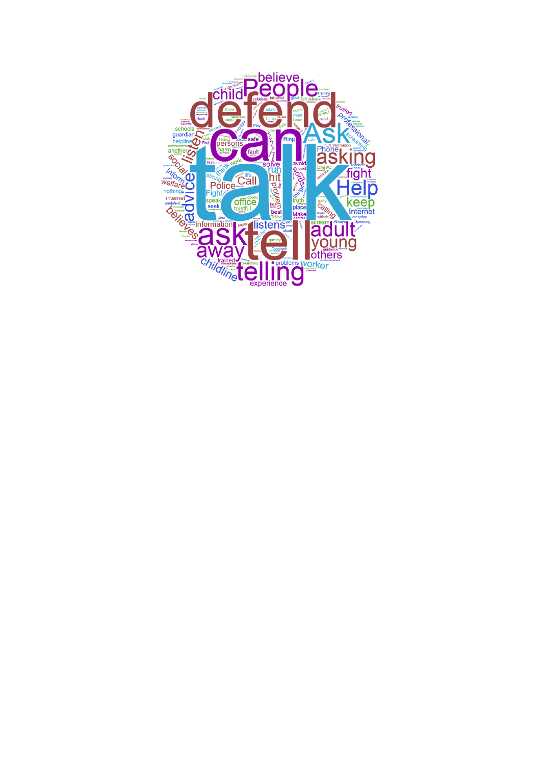talk
tell
defend
can
People
Ask
ask
telling
asking
Help
adult
young
away
advice
child
believe
listen
believes
fight
keep
others
childline
worker
listens
Call
Police
professional
social
welfare
inform
information
experience
run
hit
Internet
Phone
office
Fight
solve
problem
persons
harm
fault
safe
trusted
screaming
calling
think
work
strong
speak
trustful
seek
helpline
guardian
schools
another
internet
nothing
brave
scream
truth
place
words
things
avoid
Ring
best
problems
trained
Teachers
guidance
whistle
Make
life
Hotlines
club
Find